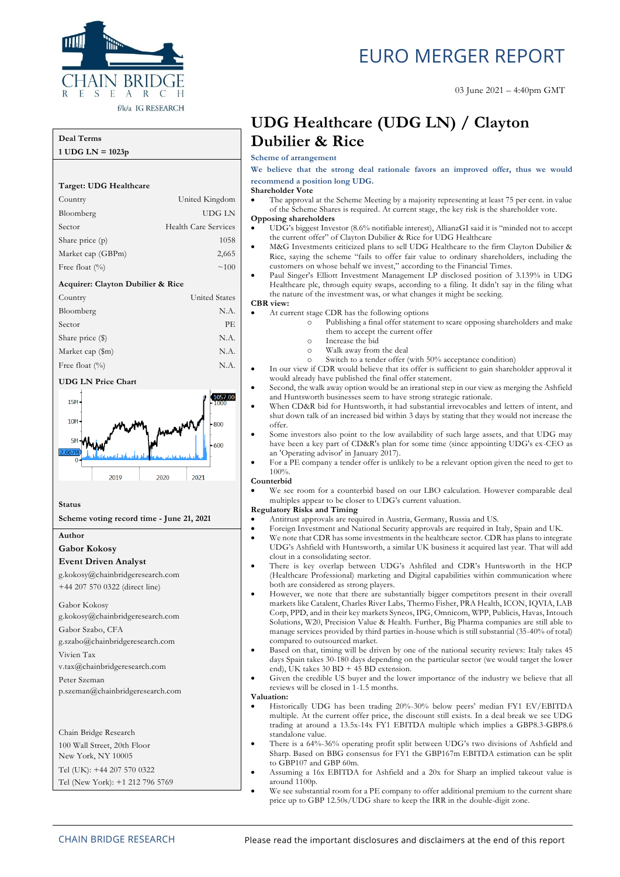CHAIN BRIDGE RESEARCH

f/k/a IG RESEARCH

# EURO MERGER REPORT

03 June 2021 – 4:40pm GMT

# UDG Healthcare (UDG LN) / Clayton Dubilier & Rice

**Deal Terms**

**1 UDG LN = 1023p**

**Target: UDG Healthcare**

| | |
|---|---|
| Country | United Kingdom |
| Bloomberg | UDG LN |
| Sector | Health Care Services |
| Share price (p) | 1058 |
| Market cap (GBPm) | 2,665 |
| Free float (%) | ~100 |

**Acquirer: Clayton Dubilier & Rice**

| | |
|---|---|
| Country | United States |
| Bloomberg | N.A. |
| Sector | PE |
| Share price ($) | N.A. |
| Market cap ($m) | N.A. |
| Free float (%) | N.A. |

**UDG LN Price Chart**

15M
10M
5M
2.067M
0
1057.00
1000
800
600
2019
2020
2021

**Status**

**Scheme voting record time - June 21, 2021**

**Author**

**Gabor Kokosy**

**Event Driven Analyst**

g.kokosy@chainbridgeresearch.com

+44 207 570 0322 (direct line)

Gabor Kokosy
g.kokosy@chainbridgeresearch.com

Gabor Szabo, CFA
g.szabo@chainbridgeresearch.com

Vivien Tax
v.tax@chainbridgeresearch.com

Peter Szeman
p.szeman@chainbridgeresearch.com

Chain Bridge Research
100 Wall Street, 20th Floor
New York, NY 10005
Tel (UK): +44 207 570 0322
Tel (New York): +1 212 796 5769

Scheme of arrangement

**We believe that the strong deal rationale favors an improved offer, thus we would recommend a position long UDG.**

**Shareholder Vote**

- The approval at the Scheme Meeting by a majority representing at least 75 per cent. in value of the Scheme Shares is required. At current stage, the key risk is the shareholder vote.

**Opposing shareholders**

- UDG's biggest Investor (8.6% notifiable interest), AllianzGI said it is "minded not to accept the current offer" of Clayton Dubilier & Rice for UDG Healthcare
- M&G Investments criticized plans to sell UDG Healthcare to the firm Clayton Dubilier & Rice, saying the scheme "fails to offer fair value to ordinary shareholders, including the customers on whose behalf we invest," according to the Financial Times.
- Paul Singer's Elliott Investment Management LP disclosed position of 3.139% in UDG Healthcare plc, through equity swaps, according to a filing. It didn't say in the filing what the nature of the investment was, or what changes it might be seeking.

**CBR view:**

- At current stage CDR has the following options
  - Publishing a final offer statement to scare opposing shareholders and make them to accept the current offer
  - Increase the bid
  - Walk away from the deal
  - Switch to a tender offer (with 50% acceptance condition)
- In our view if CDR would believe that its offer is sufficient to gain shareholder approval it would already have published the final offer statement.
- Second, the walk away option would be an irrational step in our view as merging the Ashfield and Huntsworth businesses seem to have strong strategic rationale.
- When CD&R bid for Huntsworth, it had substantial irrevocables and letters of intent, and shut down talk of an increased bid within 3 days by stating that they would not increase the offer.
- Some investors also point to the low availability of such large assets, and that UDG may have been a key part of CD&R's plan for some time (since appointing UDG's ex-CEO as an 'Operating advisor' in January 2017).
- For a PE company a tender offer is unlikely to be a relevant option given the need to get to 100%.

**Counterbid**

- We see room for a counterbid based on our LBO calculation. However comparable deal multiples appear to be closer to UDG's current valuation.

**Regulatory Risks and Timing**

- Antitrust approvals are required in Austria, Germany, Russia and US.
- Foreign Investment and National Security approvals are required in Italy, Spain and UK.
- We note that CDR has some investments in the healthcare sector. CDR has plans to integrate UDG's Ashfield with Huntsworth, a similar UK business it acquired last year. That will add clout in a consolidating sector.
- There is key overlap between UDG's Ashfiled and CDR's Huntsworth in the HCP (Healthcare Professional) marketing and Digital capabilities within communication where both are considered as strong players.
- However, we note that there are substantially bigger competitors present in their overall markets like Catalent, Charles River Labs, Thermo Fisher, PRA Health, ICON, IQVIA, LAB Corp, PPD, and in their key markets Syneos, IPG, Omnicom, WPP, Publicis, Havas, Intouch Solutions, W20, Precision Value & Health. Further, Big Pharma companies are still able to manage services provided by third parties in-house which is still substantial (35-40% of total) compared to outsourced market.
- Based on that, timing will be driven by one of the national security reviews: Italy takes 45 days Spain takes 30-180 days depending on the particular sector (we would target the lower end), UK takes 30 BD + 45 BD extension.
- Given the credible US buyer and the lower importance of the industry we believe that all reviews will be closed in 1-1.5 months.

**Valuation:**

- Historically UDG has been trading 20%-30% below peers' median FY1 EV/EBITDA multiple. At the current offer price, the discount still exists. In a deal break we see UDG trading at around a 13.5x-14x FY1 EBITDA multiple which implies a GBP8.3-GBP8.6 standalone value.
- There is a 64%-36% operating profit split between UDG's two divisions of Ashfield and Sharp. Based on BBG consensus for FY1 the GBP167m EBITDA estimation can be split to GBP107 and GBP 60m.
- Assuming a 16x EBITDA for Ashfield and a 20x for Sharp an implied takeout value is around 1100p.
- We see substantial room for a PE company to offer additional premium to the current share price up to GBP 12.50s/UDG share to keep the IRR in the double-digit zone.

CHAIN BRIDGE RESEARCH

Please read the important disclosures and disclaimers at the end of this report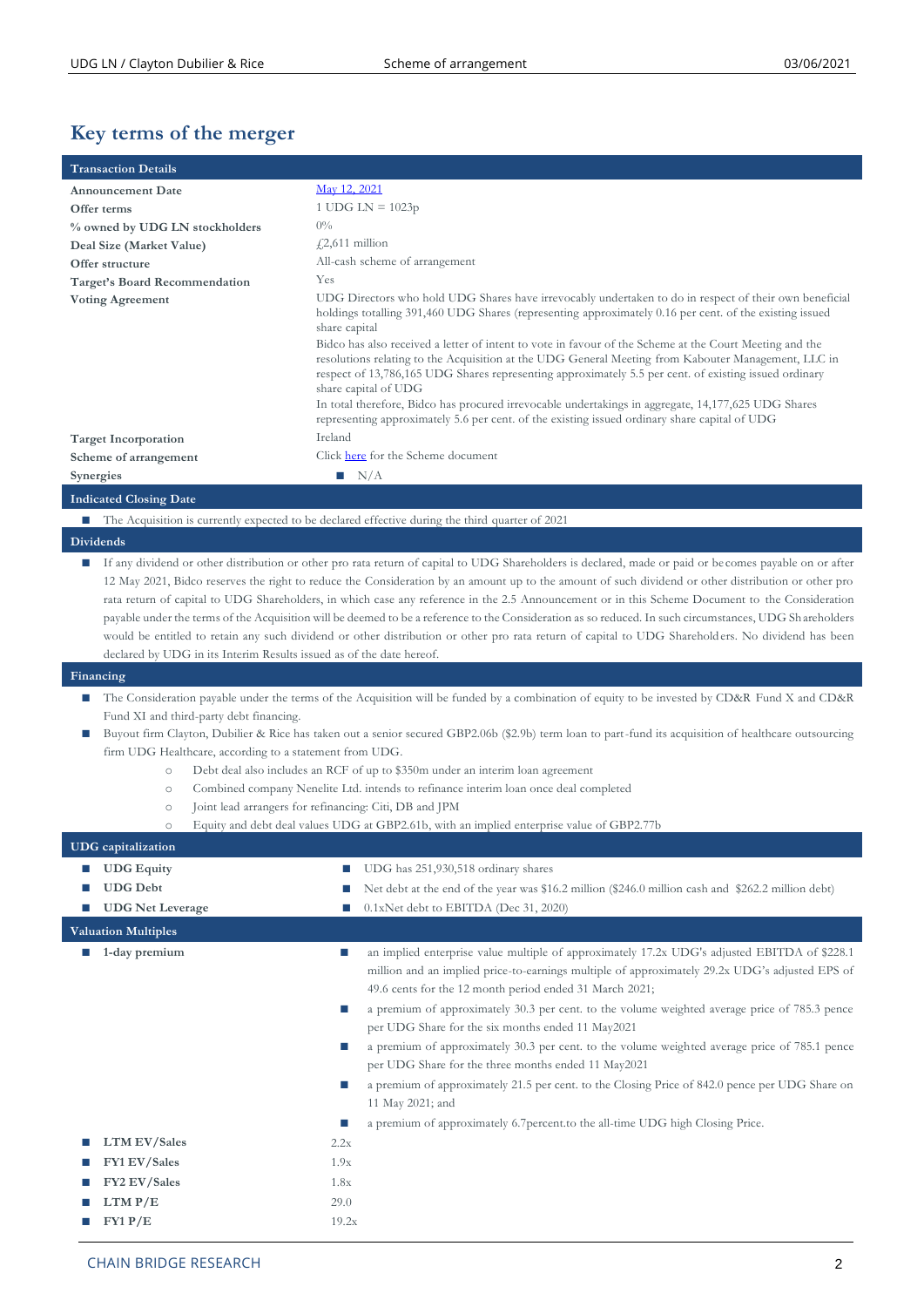## Key terms of the merger

| Transaction Details | |
|---|---|
| **Announcement Date** | May 12, 2021 |
| **Offer terms** | 1 UDG LN = 1023p |
| **% owned by UDG LN stockholders** | 0% |
| **Deal Size (Market Value)** | £2,611 million |
| **Offer structure** | All-cash scheme of arrangement |
| **Target's Board Recommendation** | Yes |
| **Voting Agreement** | UDG Directors who hold UDG Shares have irrevocably undertaken to do in respect of their own beneficial holdings totalling 391,460 UDG Shares (representing approximately 0.16 per cent. of the existing issued share capital<br>Bidco has also received a letter of intent to vote in favour of the Scheme at the Court Meeting and the resolutions relating to the Acquisition at the UDG General Meeting from Kabouter Management, LLC in respect of 13,786,165 UDG Shares representing approximately 5.5 per cent. of existing issued ordinary share capital of UDG<br>In total therefore, Bidco has procured irrevocable undertakings in aggregate, 14,177,625 UDG Shares representing approximately 5.6 per cent. of the existing issued ordinary share capital of UDG |
| **Target Incorporation** | Ireland |
| **Scheme of arrangement** | Click here for the Scheme document |
| **Synergies** | ■ N/A |

**Indicated Closing Date**

- The Acquisition is currently expected to be declared effective during the third quarter of 2021

**Dividends**

- If any dividend or other distribution or other pro rata return of capital to UDG Shareholders is declared, made or paid or becomes payable on or after 12 May 2021, Bidco reserves the right to reduce the Consideration by an amount up to the amount of such dividend or other distribution or other pro rata return of capital to UDG Shareholders, in which case any reference in the 2.5 Announcement or in this Scheme Document to the Consideration payable under the terms of the Acquisition will be deemed to be a reference to the Consideration as so reduced. In such circumstances, UDG Shareholders would be entitled to retain any such dividend or other distribution or other pro rata return of capital to UDG Shareholders. No dividend has been declared by UDG in its Interim Results issued as of the date hereof.

**Financing**

- The Consideration payable under the terms of the Acquisition will be funded by a combination of equity to be invested by CD&R Fund X and CD&R Fund XI and third-party debt financing.
- Buyout firm Clayton, Dubilier & Rice has taken out a senior secured GBP2.06b ($2.9b) term loan to part-fund its acquisition of healthcare outsourcing firm UDG Healthcare, according to a statement from UDG.
  - Debt deal also includes an RCF of up to $350m under an interim loan agreement
  - Combined company Nenelite Ltd. intends to refinance interim loan once deal completed
  - Joint lead arrangers for refinancing: Citi, DB and JPM
  - Equity and debt deal values UDG at GBP2.61b, with an implied enterprise value of GBP2.77b

| UDG capitalization | |
|---|---|
| **UDG Equity** | UDG has 251,930,518 ordinary shares |
| **UDG Debt** | Net debt at the end of the year was $16.2 million ($246.0 million cash and $262.2 million debt) |
| **UDG Net Leverage** | 0.1xNet debt to EBITDA (Dec 31, 2020) |

| Valuation Multiples | |
|---|---|
| **1-day premium** | ■ an implied enterprise value multiple of approximately 17.2x UDG's adjusted EBITDA of $228.1 million and an implied price-to-earnings multiple of approximately 29.2x UDG's adjusted EPS of 49.6 cents for the 12 month period ended 31 March 2021;<br>■ a premium of approximately 30.3 per cent. to the volume weighted average price of 785.3 pence per UDG Share for the six months ended 11 May2021<br>■ a premium of approximately 30.3 per cent. to the volume weighted average price of 785.1 pence per UDG Share for the three months ended 11 May2021<br>■ a premium of approximately 21.5 per cent. to the Closing Price of 842.0 pence per UDG Share on 11 May 2021; and<br>■ a premium of approximately 6.7percent.to the all-time UDG high Closing Price. |
| **LTM EV/Sales** | 2.2x |
| **FY1 EV/Sales** | 1.9x |
| **FY2 EV/Sales** | 1.8x |
| **LTM P/E** | 29.0 |
| **FY1 P/E** | 19.2x |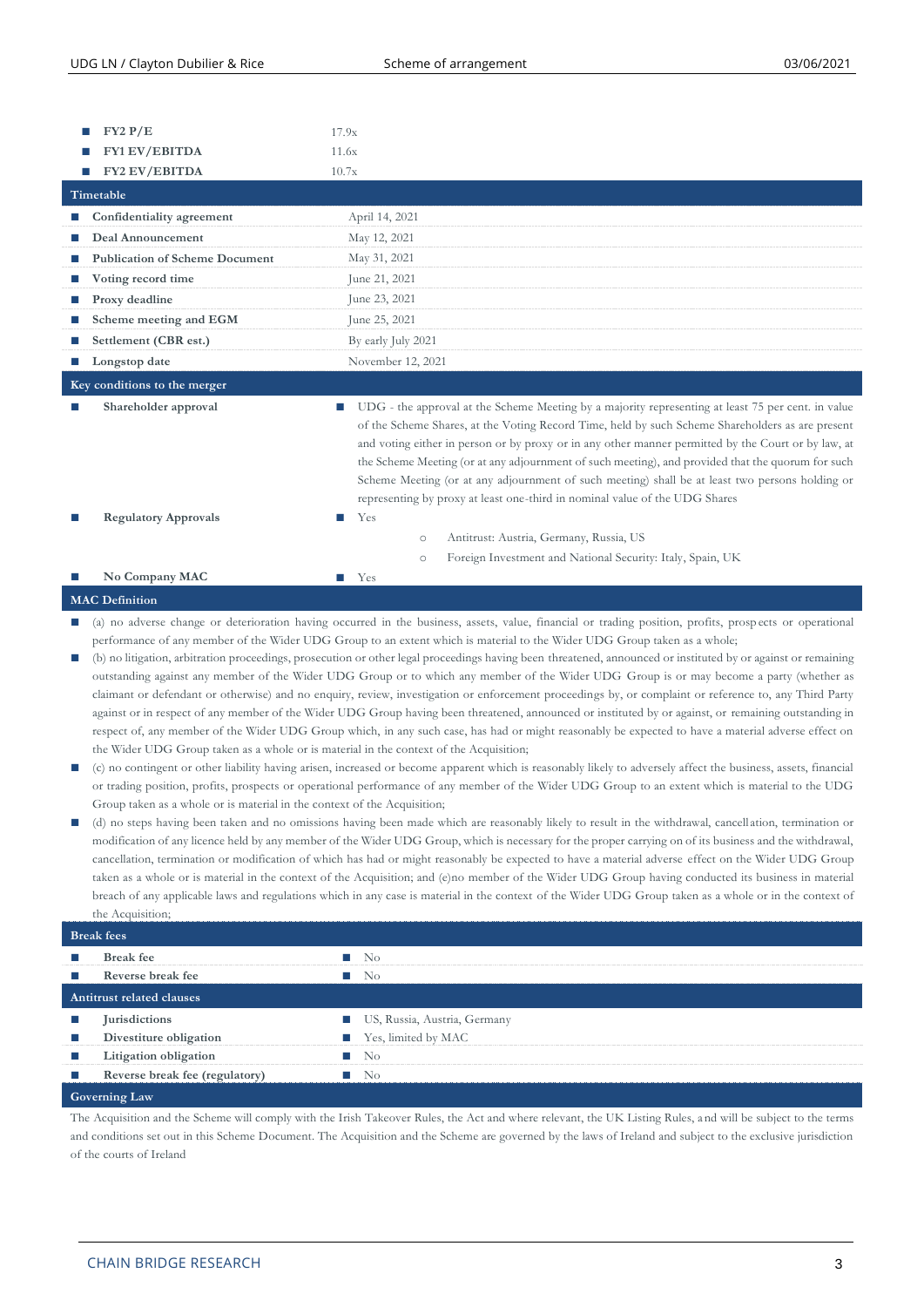| | |
|---|---|
| **FY2 P/E** | 17.9x |
| **FY1 EV/EBITDA** | 11.6x |
| **FY2 EV/EBITDA** | 10.7x |

### Timetable

| | |
|---|---|
| **Confidentiality agreement** | April 14, 2021 |
| **Deal Announcement** | May 12, 2021 |
| **Publication of Scheme Document** | May 31, 2021 |
| **Voting record time** | June 21, 2021 |
| **Proxy deadline** | June 23, 2021 |
| **Scheme meeting and EGM** | June 25, 2021 |
| **Settlement (CBR est.)** | By early July 2021 |
| **Longstop date** | November 12, 2021 |

### Key conditions to the merger

| | |
|---|---|
| **Shareholder approval** | UDG - the approval at the Scheme Meeting by a majority representing at least 75 per cent. in value of the Scheme Shares, at the Voting Record Time, held by such Scheme Shareholders as are present and voting either in person or by proxy or in any other manner permitted by the Court or by law, at the Scheme Meeting (or at any adjournment of such meeting), and provided that the quorum for such Scheme Meeting (or at any adjournment of such meeting) shall be at least two persons holding or representing by proxy at least one-third in nominal value of the UDG Shares |
| **Regulatory Approvals** | Yes<br>○ Antitrust: Austria, Germany, Russia, US<br>○ Foreign Investment and National Security: Italy, Spain, UK |
| **No Company MAC** | Yes |

### MAC Definition

- (a) no adverse change or deterioration having occurred in the business, assets, value, financial or trading position, profits, prospects or operational performance of any member of the Wider UDG Group to an extent which is material to the Wider UDG Group taken as a whole;
- (b) no litigation, arbitration proceedings, prosecution or other legal proceedings having been threatened, announced or instituted by or against or remaining outstanding against any member of the Wider UDG Group or to which any member of the Wider UDG Group is or may become a party (whether as claimant or defendant or otherwise) and no enquiry, review, investigation or enforcement proceedings by, or complaint or reference to, any Third Party against or in respect of any member of the Wider UDG Group having been threatened, announced or instituted by or against, or remaining outstanding in respect of, any member of the Wider UDG Group which, in any such case, has had or might reasonably be expected to have a material adverse effect on the Wider UDG Group taken as a whole or is material in the context of the Acquisition;
- (c) no contingent or other liability having arisen, increased or become apparent which is reasonably likely to adversely affect the business, assets, financial or trading position, profits, prospects or operational performance of any member of the Wider UDG Group to an extent which is material to the UDG Group taken as a whole or is material in the context of the Acquisition;
- (d) no steps having been taken and no omissions having been made which are reasonably likely to result in the withdrawal, cancellation, termination or modification of any licence held by any member of the Wider UDG Group, which is necessary for the proper carrying on of its business and the withdrawal, cancellation, termination or modification of which has had or might reasonably be expected to have a material adverse effect on the Wider UDG Group taken as a whole or is material in the context of the Acquisition; and (e)no member of the Wider UDG Group having conducted its business in material breach of any applicable laws and regulations which in any case is material in the context of the Wider UDG Group taken as a whole or in the context of the Acquisition;

### Break fees

| | |
|---|---|
| **Break fee** | No |
| **Reverse break fee** | No |

### Antitrust related clauses

| | |
|---|---|
| **Jurisdictions** | US, Russia, Austria, Germany |
| **Divestiture obligation** | Yes, limited by MAC |
| **Litigation obligation** | No |
| **Reverse break fee (regulatory)** | No |

### Governing Law

The Acquisition and the Scheme will comply with the Irish Takeover Rules, the Act and where relevant, the UK Listing Rules, and will be subject to the terms and conditions set out in this Scheme Document. The Acquisition and the Scheme are governed by the laws of Ireland and subject to the exclusive jurisdiction of the courts of Ireland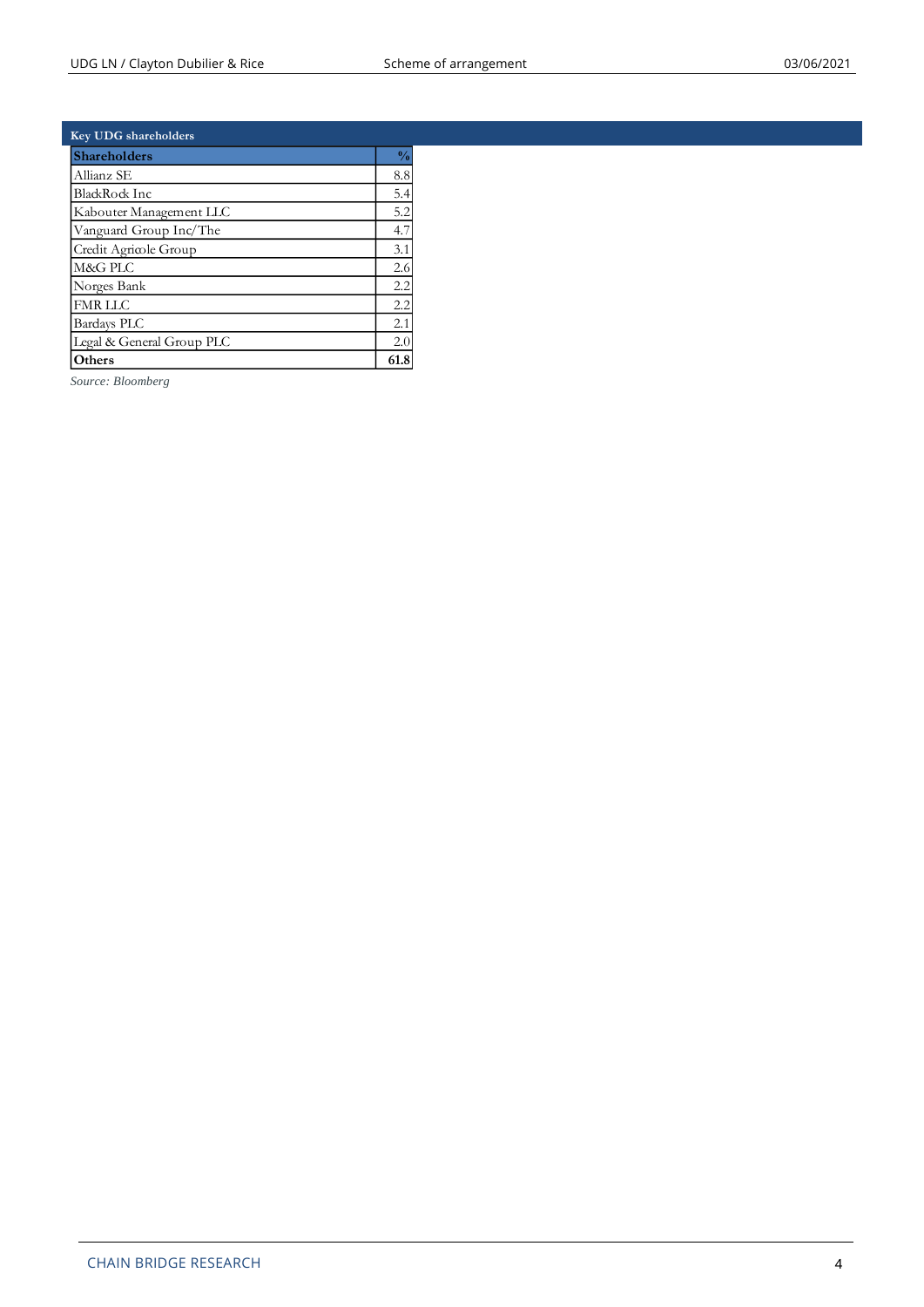**Key UDG shareholders**

| Shareholders | % |
| --- | --- |
| Allianz SE | 8.8 |
| BlackRock Inc | 5.4 |
| Kabouter Management LLC | 5.2 |
| Vanguard Group Inc/The | 4.7 |
| Credit Agricole Group | 3.1 |
| M&G PLC | 2.6 |
| Norges Bank | 2.2 |
| FMR LLC | 2.2 |
| Barclays PLC | 2.1 |
| Legal & General Group PLC | 2.0 |
| **Others** | **61.8** |

*Source: Bloomberg*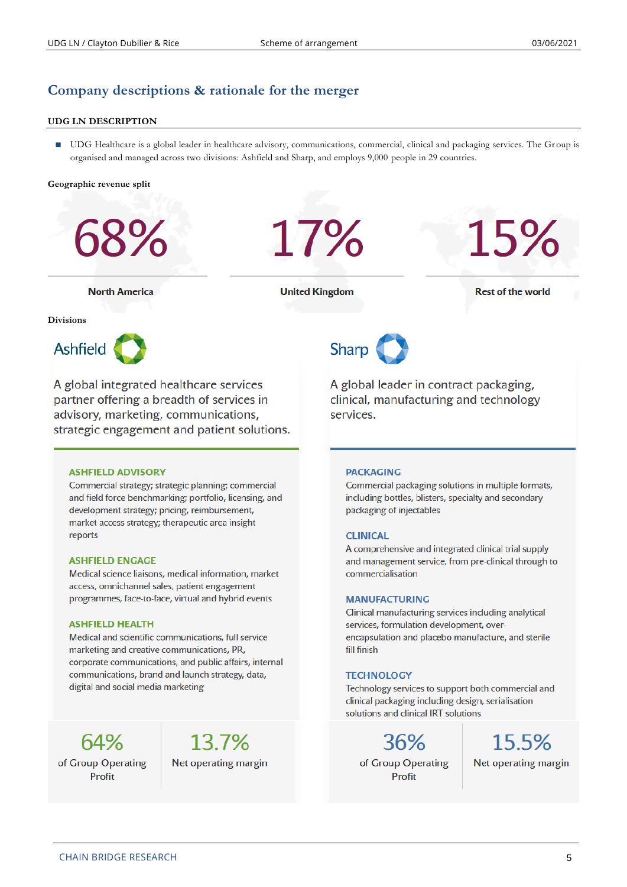## Company descriptions & rationale for the merger

### UDG LN DESCRIPTION

- UDG Healthcare is a global leader in healthcare advisory, communications, commercial, clinical and packaging services. The Group is organised and managed across two divisions: Ashfield and Sharp, and employs 9,000 people in 29 countries.

**Geographic revenue split**

68%
North America

17%
United Kingdom

15%
Rest of the world

**Divisions**

### Ashfield

A global integrated healthcare services partner offering a breadth of services in advisory, marketing, communications, strategic engagement and patient solutions.

**ASHFIELD ADVISORY**
Commercial strategy; strategic planning; commercial and field force benchmarking; portfolio, licensing, and development strategy; pricing, reimbursement, market access strategy; therapeutic area insight reports

**ASHFIELD ENGAGE**
Medical science liaisons, medical information, market access, omnichannel sales, patient engagement programmes, face-to-face, virtual and hybrid events

**ASHFIELD HEALTH**
Medical and scientific communications, full service marketing and creative communications, PR, corporate communications, and public affairs, internal communications, brand and launch strategy, data, digital and social media marketing

64%
of Group Operating Profit

13.7%
Net operating margin

### Sharp

A global leader in contract packaging, clinical, manufacturing and technology services.

**PACKAGING**
Commercial packaging solutions in multiple formats, including bottles, blisters, specialty and secondary packaging of injectables

**CLINICAL**
A comprehensive and integrated clinical trial supply and management service, from pre-clinical through to commercialisation

**MANUFACTURING**
Clinical manufacturing services including analytical services, formulation development, over-encapsulation and placebo manufacture, and sterile fill finish

**TECHNOLOGY**
Technology services to support both commercial and clinical packaging including design, serialisation solutions and clinical IRT solutions

36%
of Group Operating Profit

15.5%
Net operating margin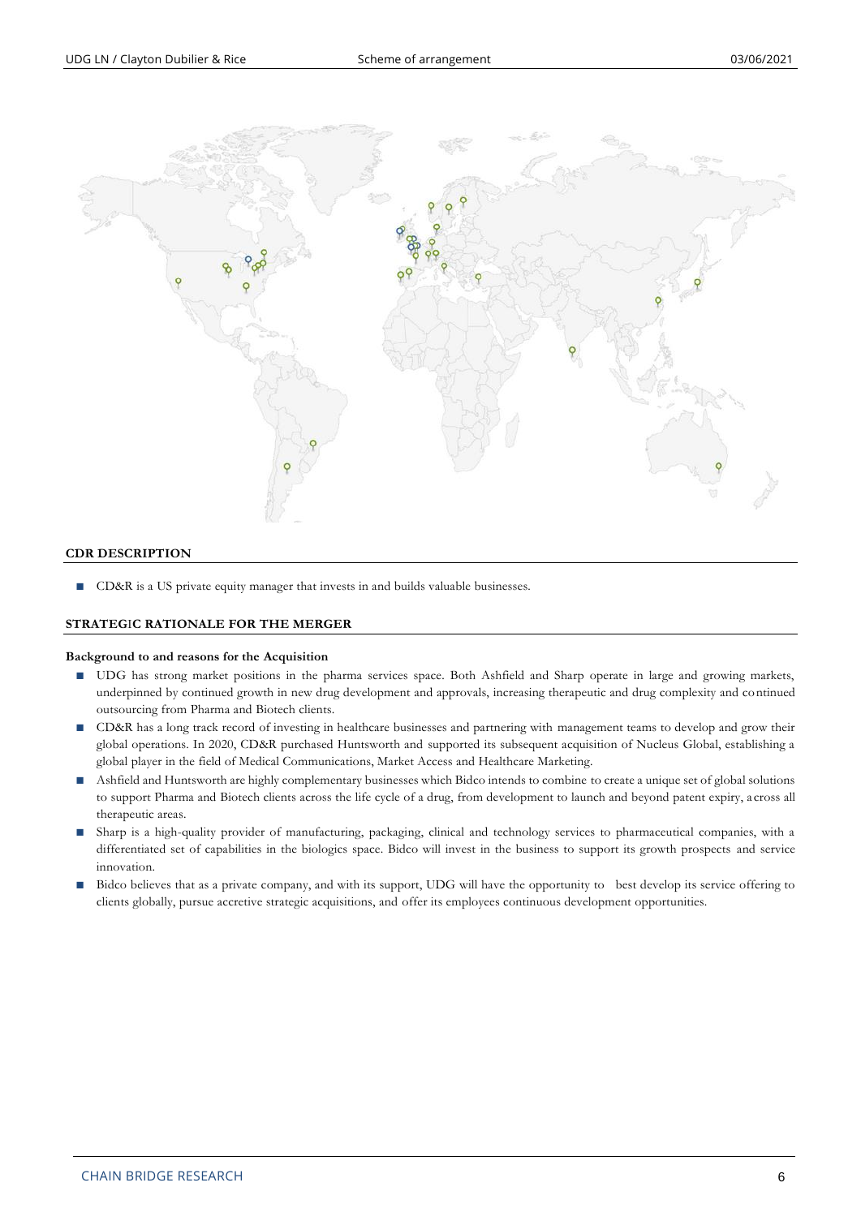## CDR DESCRIPTION

- CD&R is a US private equity manager that invests in and builds valuable businesses.

## STRATEGIC RATIONALE FOR THE MERGER

**Background to and reasons for the Acquisition**

- UDG has strong market positions in the pharma services space. Both Ashfield and Sharp operate in large and growing markets, underpinned by continued growth in new drug development and approvals, increasing therapeutic and drug complexity and continued outsourcing from Pharma and Biotech clients.
- CD&R has a long track record of investing in healthcare businesses and partnering with management teams to develop and grow their global operations. In 2020, CD&R purchased Huntsworth and supported its subsequent acquisition of Nucleus Global, establishing a global player in the field of Medical Communications, Market Access and Healthcare Marketing.
- Ashfield and Huntsworth are highly complementary businesses which Bidco intends to combine to create a unique set of global solutions to support Pharma and Biotech clients across the life cycle of a drug, from development to launch and beyond patent expiry, across all therapeutic areas.
- Sharp is a high-quality provider of manufacturing, packaging, clinical and technology services to pharmaceutical companies, with a differentiated set of capabilities in the biologics space. Bidco will invest in the business to support its growth prospects and service innovation.
- Bidco believes that as a private company, and with its support, UDG will have the opportunity to best develop its service offering to clients globally, pursue accretive strategic acquisitions, and offer its employees continuous development opportunities.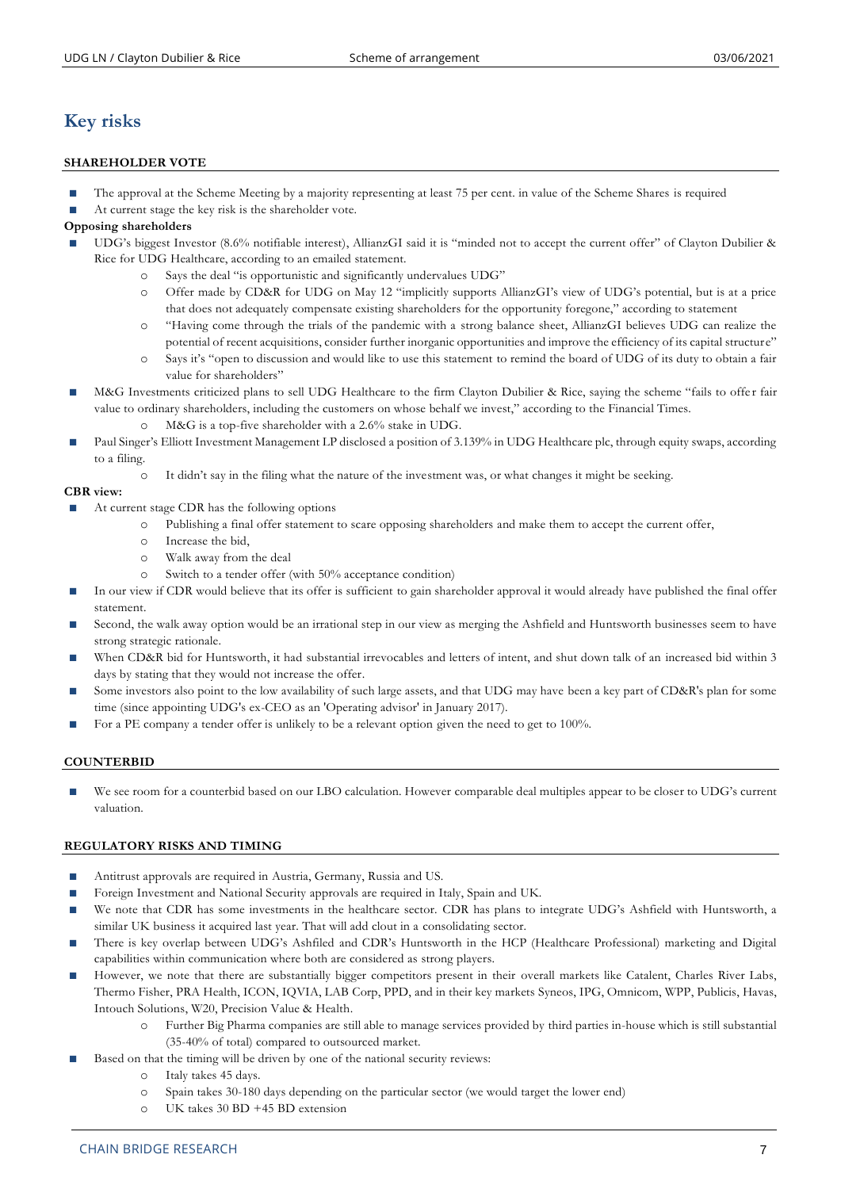# Key risks

### SHAREHOLDER VOTE

- The approval at the Scheme Meeting by a majority representing at least 75 per cent. in value of the Scheme Shares is required
- At current stage the key risk is the shareholder vote.

**Opposing shareholders**

- UDG's biggest Investor (8.6% notifiable interest), AllianzGI said it is "minded not to accept the current offer" of Clayton Dubilier & Rice for UDG Healthcare, according to an emailed statement.
  - Says the deal "is opportunistic and significantly undervalues UDG"
  - Offer made by CD&R for UDG on May 12 "implicitly supports AllianzGI's view of UDG's potential, but is at a price that does not adequately compensate existing shareholders for the opportunity foregone," according to statement
  - "Having come through the trials of the pandemic with a strong balance sheet, AllianzGI believes UDG can realize the potential of recent acquisitions, consider further inorganic opportunities and improve the efficiency of its capital structure"
  - Says it's "open to discussion and would like to use this statement to remind the board of UDG of its duty to obtain a fair value for shareholders"
- M&G Investments criticized plans to sell UDG Healthcare to the firm Clayton Dubilier & Rice, saying the scheme "fails to offer fair value to ordinary shareholders, including the customers on whose behalf we invest," according to the Financial Times.
  - M&G is a top-five shareholder with a 2.6% stake in UDG.
- Paul Singer's Elliott Investment Management LP disclosed a position of 3.139% in UDG Healthcare plc, through equity swaps, according to a filing.
  - It didn't say in the filing what the nature of the investment was, or what changes it might be seeking.

**CBR view:**

- At current stage CDR has the following options
  - Publishing a final offer statement to scare opposing shareholders and make them to accept the current offer,
  - Increase the bid,
  - Walk away from the deal
  - Switch to a tender offer (with 50% acceptance condition)
- In our view if CDR would believe that its offer is sufficient to gain shareholder approval it would already have published the final offer statement.
- Second, the walk away option would be an irrational step in our view as merging the Ashfield and Huntsworth businesses seem to have strong strategic rationale.
- When CD&R bid for Huntsworth, it had substantial irrevocables and letters of intent, and shut down talk of an increased bid within 3 days by stating that they would not increase the offer.
- Some investors also point to the low availability of such large assets, and that UDG may have been a key part of CD&R's plan for some time (since appointing UDG's ex-CEO as an 'Operating advisor' in January 2017).
- For a PE company a tender offer is unlikely to be a relevant option given the need to get to 100%.

### COUNTERBID

- We see room for a counterbid based on our LBO calculation. However comparable deal multiples appear to be closer to UDG's current valuation.

### REGULATORY RISKS AND TIMING

- Antitrust approvals are required in Austria, Germany, Russia and US.
- Foreign Investment and National Security approvals are required in Italy, Spain and UK.
- We note that CDR has some investments in the healthcare sector. CDR has plans to integrate UDG's Ashfield with Huntsworth, a similar UK business it acquired last year. That will add clout in a consolidating sector.
- There is key overlap between UDG's Ashfiled and CDR's Huntsworth in the HCP (Healthcare Professional) marketing and Digital capabilities within communication where both are considered as strong players.
- However, we note that there are substantially bigger competitors present in their overall markets like Catalent, Charles River Labs, Thermo Fisher, PRA Health, ICON, IQVIA, LAB Corp, PPD, and in their key markets Syneos, IPG, Omnicom, WPP, Publicis, Havas, Intouch Solutions, W20, Precision Value & Health.
  - Further Big Pharma companies are still able to manage services provided by third parties in-house which is still substantial (35-40% of total) compared to outsourced market.
- Based on that the timing will be driven by one of the national security reviews:
  - Italy takes 45 days.
  - Spain takes 30-180 days depending on the particular sector (we would target the lower end)
  - UK takes 30 BD +45 BD extension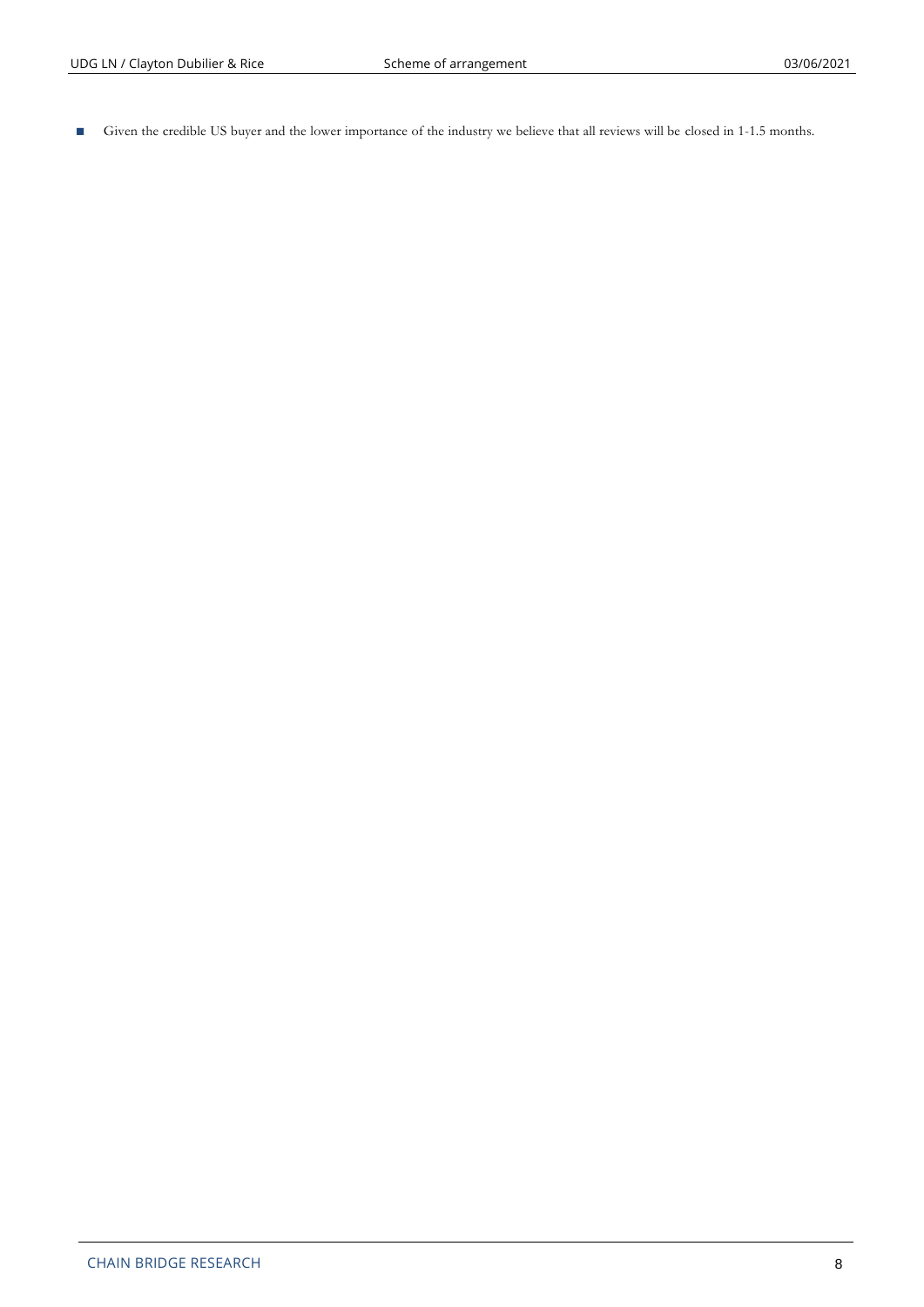- Given the credible US buyer and the lower importance of the industry we believe that all reviews will be closed in 1-1.5 months.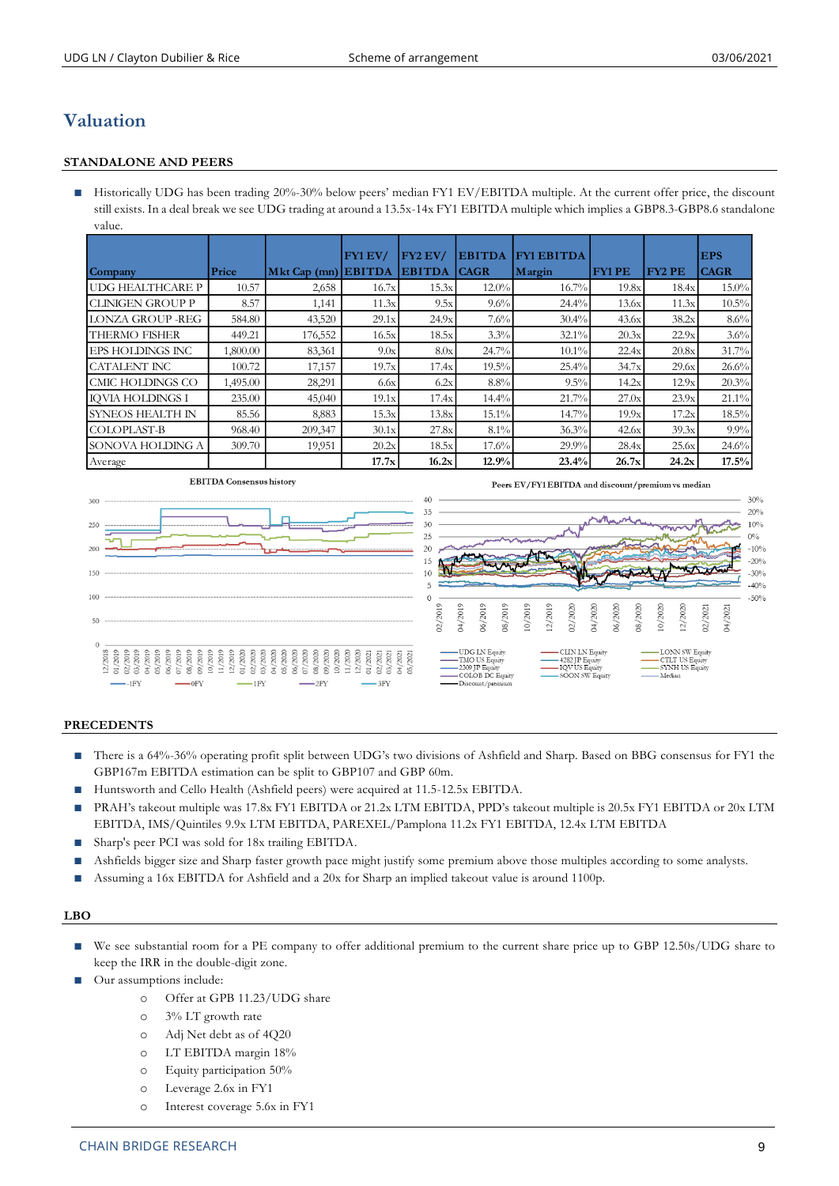# Valuation

## STANDALONE AND PEERS

- Historically UDG has been trading 20%-30% below peers' median FY1 EV/EBITDA multiple. At the current offer price, the discount still exists. In a deal break we see UDG trading at around a 13.5x-14x FY1 EBITDA multiple which implies a GBP8.3-GBP8.6 standalone value.

| Company | Price | Mkt Cap (mn) | FY1 EV/ EBITDA | FY2 EV/ EBITDA | EBITDA CAGR | FY1 EBITDA Margin | FY1 PE | FY2 PE | EPS CAGR |
|---|---|---|---|---|---|---|---|---|---|
| UDG HEALTHCARE P | 10.57 | 2,658 | 16.7x | 15.3x | 12.0% | 16.7% | 19.8x | 18.4x | 15.0% |
| CLINIGEN GROUP P | 8.57 | 1,141 | 11.3x | 9.5x | 9.6% | 24.4% | 13.6x | 11.3x | 10.5% |
| LONZA GROUP -REG | 584.80 | 43,520 | 29.1x | 24.9x | 7.6% | 30.4% | 43.6x | 38.2x | 8.6% |
| THERMO FISHER | 449.21 | 176,552 | 16.5x | 18.5x | 3.3% | 32.1% | 20.3x | 22.9x | 3.6% |
| EPS HOLDINGS INC | 1,800.00 | 83,361 | 9.0x | 8.0x | 24.7% | 10.1% | 22.4x | 20.8x | 31.7% |
| CATALENT INC | 100.72 | 17,157 | 19.7x | 17.4x | 19.5% | 25.4% | 34.7x | 29.6x | 26.6% |
| CMIC HOLDINGS CO | 1,495.00 | 28,291 | 6.6x | 6.2x | 8.8% | 9.5% | 14.2x | 12.9x | 20.3% |
| IQVIA HOLDINGS I | 235.00 | 45,040 | 19.1x | 17.4x | 14.4% | 21.7% | 27.0x | 23.9x | 21.1% |
| SYNEOS HEALTH IN | 85.56 | 8,883 | 15.3x | 13.8x | 15.1% | 14.7% | 19.9x | 17.2x | 18.5% |
| COLOPLAST-B | 968.40 | 209,347 | 30.1x | 27.8x | 8.1% | 36.3% | 42.6x | 39.3x | 9.9% |
| SONOVA HOLDING A | 309.70 | 19,951 | 20.2x | 18.5x | 17.6% | 29.9% | 28.4x | 25.6x | 24.6% |
| Average | | | 17.7x | 16.2x | 12.9% | 23.4% | 26.7x | 24.2x | 17.5% |

EBITDA Consensus history

300
250
200
150
100
50
0

12/2018 01/2019 02/2019 03/2019 04/2019 05/2019 06/2019 07/2019 08/2019 09/2019 10/2019 11/2019 12/2019 01/2020 02/2020 03/2020 04/2020 05/2020 06/2020 07/2020 08/2020 09/2020 10/2020 11/2020 12/2020 01/2021 02/2021 03/2021 04/2021 05/2021

-1FY
0FY
1FY
2FY
3FY

Peers EV/FY1 EBITDA and discount/premium vs median

40
35
30
25
20
15
10
5
0

30%
20%
10%
0%
-10%
-20%
-30%
-40%
-50%

02/2019 04/2019 06/2019 08/2019 10/2019 12/2019 02/2020 04/2020 06/2020 08/2020 10/2020 12/2020 02/2021 04/2021

UDG LN Equity
TMO US Equity
2309 JP Equity
COLOB DC Equity
Discount/premium
CLIN LN Equity
4282 JP Equity
IQV US Equity
SOON SW Equity
LONN SW Equity
CTLT US Equity
SYNH US Equity
Median

## PRECEDENTS

- There is a 64%-36% operating profit split between UDG's two divisions of Ashfield and Sharp. Based on BBG consensus for FY1 the GBP167m EBITDA estimation can be split to GBP107 and GBP 60m.
- Huntsworth and Cello Health (Ashfield peers) were acquired at 11.5-12.5x EBITDA.
- PRAH's takeout multiple was 17.8x FY1 EBITDA or 21.2x LTM EBITDA, PPD's takeout multiple is 20.5x FY1 EBITDA or 20x LTM EBITDA, IMS/Quintiles 9.9x LTM EBITDA, PAREXEL/Pamplona 11.2x FY1 EBITDA, 12.4x LTM EBITDA
- Sharp's peer PCI was sold for 18x trailing EBITDA.
- Ashfields bigger size and Sharp faster growth pace might justify some premium above those multiples according to some analysts.
- Assuming a 16x EBITDA for Ashfield and a 20x for Sharp an implied takeout value is around 1100p.

## LBO

- We see substantial room for a PE company to offer additional premium to the current share price up to GBP 12.50s/UDG share to keep the IRR in the double-digit zone.
- Our assumptions include:
  - Offer at GPB 11.23/UDG share
  - 3% LT growth rate
  - Adj Net debt as of 4Q20
  - LT EBITDA margin 18%
  - Equity participation 50%
  - Leverage 2.6x in FY1
  - Interest coverage 5.6x in FY1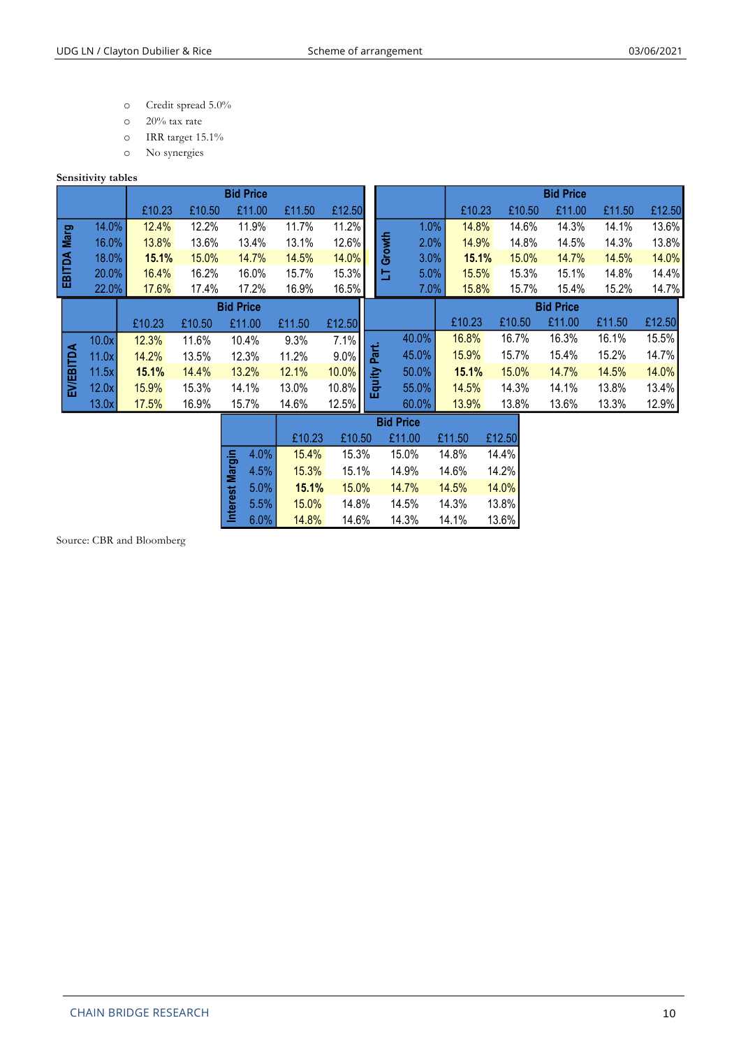- Credit spread 5.0%
- 20% tax rate
- IRR target 15.1%
- No synergies

**Sensitivity tables**

| EBITDA Marg | Bid Price £10.23 | £10.50 | £11.00 | £11.50 | £12.50 |
|---|---|---|---|---|---|
| 14.0% | 12.4% | 12.2% | 11.9% | 11.7% | 11.2% |
| 16.0% | 13.8% | 13.6% | 13.4% | 13.1% | 12.6% |
| 18.0% | **15.1%** | 15.0% | 14.7% | 14.5% | 14.0% |
| 20.0% | 16.4% | 16.2% | 16.0% | 15.7% | 15.3% |
| 22.0% | 17.6% | 17.4% | 17.2% | 16.9% | 16.5% |

| LT Growth | Bid Price £10.23 | £10.50 | £11.00 | £11.50 | £12.50 |
|---|---|---|---|---|---|
| 1.0% | 14.8% | 14.6% | 14.3% | 14.1% | 13.6% |
| 2.0% | 14.9% | 14.8% | 14.5% | 14.3% | 13.8% |
| 3.0% | **15.1%** | 15.0% | 14.7% | 14.5% | 14.0% |
| 5.0% | 15.5% | 15.3% | 15.1% | 14.8% | 14.4% |
| 7.0% | 15.8% | 15.7% | 15.4% | 15.2% | 14.7% |

| EV/EBITDA | Bid Price £10.23 | £10.50 | £11.00 | £11.50 | £12.50 |
|---|---|---|---|---|---|
| 10.0x | 12.3% | 11.6% | 10.4% | 9.3% | 7.1% |
| 11.0x | 14.2% | 13.5% | 12.3% | 11.2% | 9.0% |
| 11.5x | **15.1%** | 14.4% | 13.2% | 12.1% | 10.0% |
| 12.0x | 15.9% | 15.3% | 14.1% | 13.0% | 10.8% |
| 13.0x | 17.5% | 16.9% | 15.7% | 14.6% | 12.5% |

| Equity Part. | Bid Price £10.23 | £10.50 | £11.00 | £11.50 | £12.50 |
|---|---|---|---|---|---|
| 40.0% | 16.8% | 16.7% | 16.3% | 16.1% | 15.5% |
| 45.0% | 15.9% | 15.7% | 15.4% | 15.2% | 14.7% |
| 50.0% | **15.1%** | 15.0% | 14.7% | 14.5% | 14.0% |
| 55.0% | 14.5% | 14.3% | 14.1% | 13.8% | 13.4% |
| 60.0% | 13.9% | 13.8% | 13.6% | 13.3% | 12.9% |

| Interest Margin | Bid Price £10.23 | £10.50 | £11.00 | £11.50 | £12.50 |
|---|---|---|---|---|---|
| 4.0% | 15.4% | 15.3% | 15.0% | 14.8% | 14.4% |
| 4.5% | 15.3% | 15.1% | 14.9% | 14.6% | 14.2% |
| 5.0% | **15.1%** | 15.0% | 14.7% | 14.5% | 14.0% |
| 5.5% | 15.0% | 14.8% | 14.5% | 14.3% | 13.8% |
| 6.0% | 14.8% | 14.6% | 14.3% | 14.1% | 13.6% |

Source: CBR and Bloomberg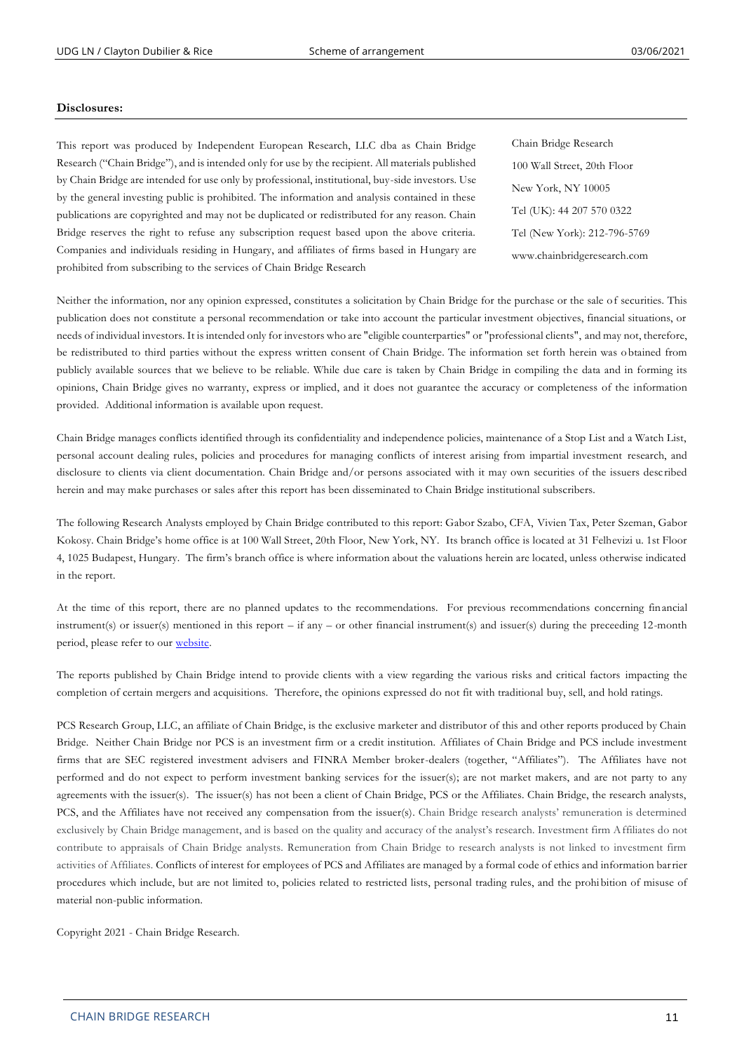**Disclosures:**

This report was produced by Independent European Research, LLC dba as Chain Bridge Research ("Chain Bridge"), and is intended only for use by the recipient. All materials published by Chain Bridge are intended for use only by professional, institutional, buy-side investors. Use by the general investing public is prohibited. The information and analysis contained in these publications are copyrighted and may not be duplicated or redistributed for any reason. Chain Bridge reserves the right to refuse any subscription request based upon the above criteria. Companies and individuals residing in Hungary, and affiliates of firms based in Hungary are prohibited from subscribing to the services of Chain Bridge Research

Chain Bridge Research
100 Wall Street, 20th Floor
New York, NY 10005
Tel (UK): 44 207 570 0322
Tel (New York): 212-796-5769
www.chainbridgeresearch.com

Neither the information, nor any opinion expressed, constitutes a solicitation by Chain Bridge for the purchase or the sale of securities. This publication does not constitute a personal recommendation or take into account the particular investment objectives, financial situations, or needs of individual investors. It is intended only for investors who are "eligible counterparties" or "professional clients", and may not, therefore, be redistributed to third parties without the express written consent of Chain Bridge. The information set forth herein was obtained from publicly available sources that we believe to be reliable. While due care is taken by Chain Bridge in compiling the data and in forming its opinions, Chain Bridge gives no warranty, express or implied, and it does not guarantee the accuracy or completeness of the information provided. Additional information is available upon request.

Chain Bridge manages conflicts identified through its confidentiality and independence policies, maintenance of a Stop List and a Watch List, personal account dealing rules, policies and procedures for managing conflicts of interest arising from impartial investment research, and disclosure to clients via client documentation. Chain Bridge and/or persons associated with it may own securities of the issuers described herein and may make purchases or sales after this report has been disseminated to Chain Bridge institutional subscribers.

The following Research Analysts employed by Chain Bridge contributed to this report: Gabor Szabo, CFA, Vivien Tax, Peter Szeman, Gabor Kokosy. Chain Bridge's home office is at 100 Wall Street, 20th Floor, New York, NY. Its branch office is located at 31 Felhevizi u. 1st Floor 4, 1025 Budapest, Hungary. The firm's branch office is where information about the valuations herein are located, unless otherwise indicated in the report.

At the time of this report, there are no planned updates to the recommendations. For previous recommendations concerning financial instrument(s) or issuer(s) mentioned in this report – if any – or other financial instrument(s) and issuer(s) during the preceeding 12-month period, please refer to our website.

The reports published by Chain Bridge intend to provide clients with a view regarding the various risks and critical factors impacting the completion of certain mergers and acquisitions. Therefore, the opinions expressed do not fit with traditional buy, sell, and hold ratings.

PCS Research Group, LLC, an affiliate of Chain Bridge, is the exclusive marketer and distributor of this and other reports produced by Chain Bridge. Neither Chain Bridge nor PCS is an investment firm or a credit institution. Affiliates of Chain Bridge and PCS include investment firms that are SEC registered investment advisers and FINRA Member broker-dealers (together, "Affiliates"). The Affiliates have not performed and do not expect to perform investment banking services for the issuer(s); are not market makers, and are not party to any agreements with the issuer(s). The issuer(s) has not been a client of Chain Bridge, PCS or the Affiliates. Chain Bridge, the research analysts, PCS, and the Affiliates have not received any compensation from the issuer(s). Chain Bridge research analysts' remuneration is determined exclusively by Chain Bridge management, and is based on the quality and accuracy of the analyst's research. Investment firm Affiliates do not contribute to appraisals of Chain Bridge analysts. Remuneration from Chain Bridge to research analysts is not linked to investment firm activities of Affiliates. Conflicts of interest for employees of PCS and Affiliates are managed by a formal code of ethics and information barrier procedures which include, but are not limited to, policies related to restricted lists, personal trading rules, and the prohibition of misuse of material non-public information.

Copyright 2021 - Chain Bridge Research.